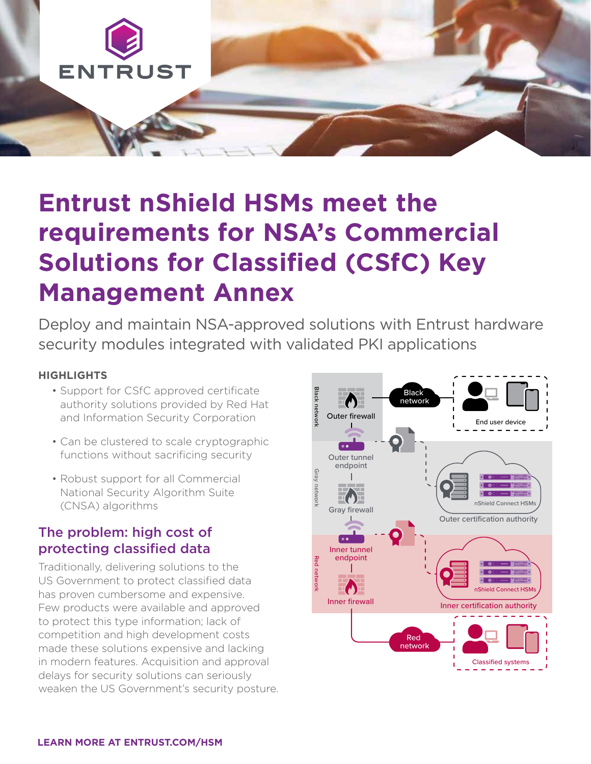# Entrust nShield HSMs meet the requirements for NSA's Commercial Solutions for Classified (CSfC) Key Management Annex

Deploy and maintain NSA-approved solutions with Entrust hardware security modules integrated with validated PKI applications

### HIGHLIGHTS

- Support for CSfC approved certificate authority solutions provided by Red Hat and Information Security Corporation
- Can be clustered to scale cryptographic functions without sacrificing security
- Robust support for all Commercial National Security Algorithm Suite (CNSA) algorithms

## The problem: high cost of protecting classified data

Traditionally, delivering solutions to the US Government to protect classified data has proven cumbersome and expensive. Few products were available and approved to protect this type information; lack of competition and high development costs made these solutions expensive and lacking in modern features. Acquisition and approval delays for security solutions can seriously weaken the US Government's security posture.

**LEARN MORE AT ENTRUST.COM/HSM**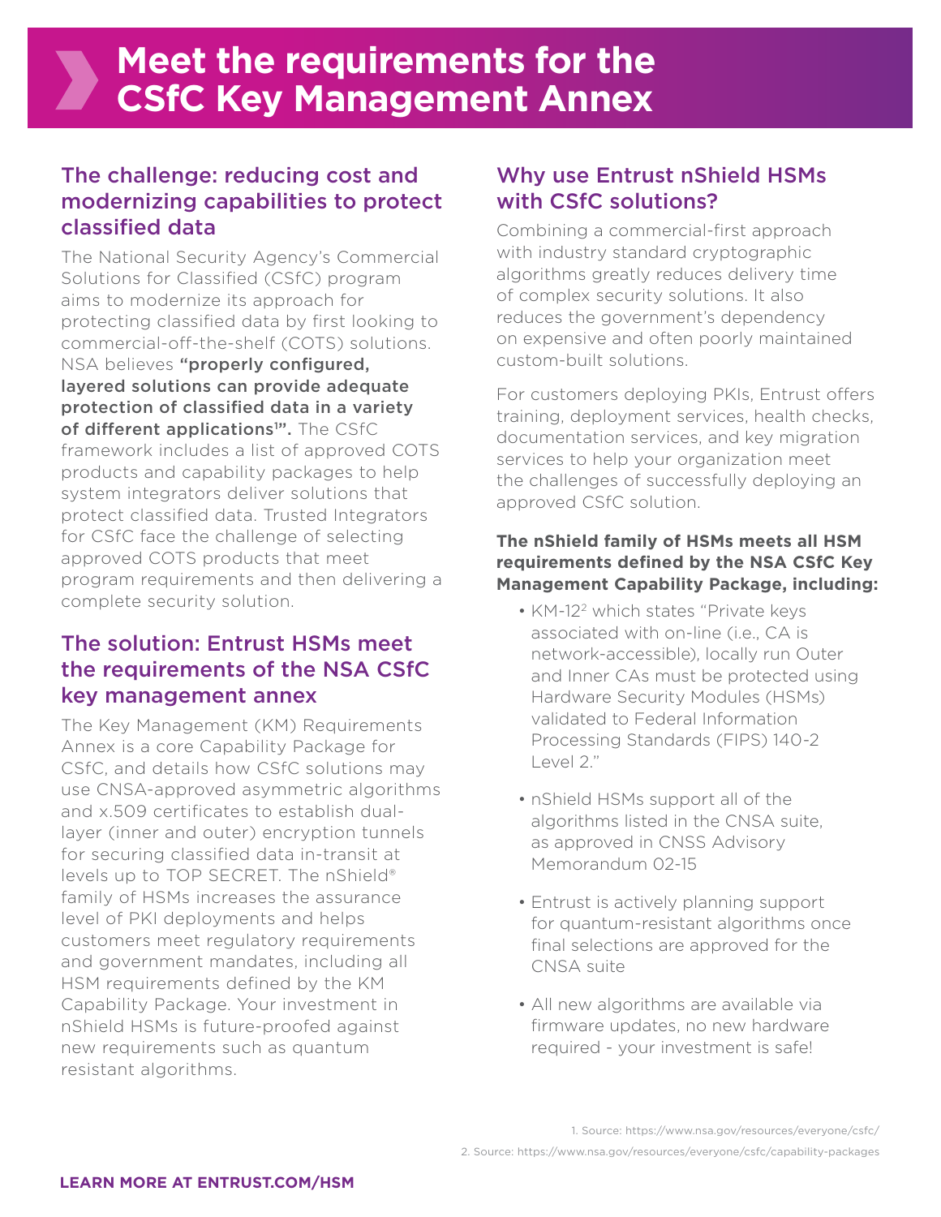# Meet the requirements for the CSfC Key Management Annex

## The challenge: reducing cost and modernizing capabilities to protect classified data

The National Security Agency's Commercial Solutions for Classified (CSfC) program aims to modernize its approach for protecting classified data by first looking to commercial-off-the-shelf (COTS) solutions. NSA believes **"properly configured, layered solutions can provide adequate protection of classified data in a variety of different applications[1]".** The CSfC framework includes a list of approved COTS products and capability packages to help system integrators deliver solutions that protect classified data. Trusted Integrators for CSfC face the challenge of selecting approved COTS products that meet program requirements and then delivering a complete security solution.

## The solution: Entrust HSMs meet the requirements of the NSA CSfC key management annex

The Key Management (KM) Requirements Annex is a core Capability Package for CSfC, and details how CSfC solutions may use CNSA-approved asymmetric algorithms and x.509 certificates to establish dual-layer (inner and outer) encryption tunnels for securing classified data in-transit at levels up to TOP SECRET. The nShield® family of HSMs increases the assurance level of PKI deployments and helps customers meet regulatory requirements and government mandates, including all HSM requirements defined by the KM Capability Package. Your investment in nShield HSMs is future-proofed against new requirements such as quantum resistant algorithms.

## Why use Entrust nShield HSMs with CSfC solutions?

Combining a commercial-first approach with industry standard cryptographic algorithms greatly reduces delivery time of complex security solutions. It also reduces the government's dependency on expensive and often poorly maintained custom-built solutions.

For customers deploying PKIs, Entrust offers training, deployment services, health checks, documentation services, and key migration services to help your organization meet the challenges of successfully deploying an approved CSfC solution.

**The nShield family of HSMs meets all HSM requirements defined by the NSA CSfC Key Management Capability Package, including:**

- KM-12[2] which states "Private keys associated with on-line (i.e., CA is network-accessible), locally run Outer and Inner CAs must be protected using Hardware Security Modules (HSMs) validated to Federal Information Processing Standards (FIPS) 140-2 Level 2."
- nShield HSMs support all of the algorithms listed in the CNSA suite, as approved in CNSS Advisory Memorandum 02-15
- Entrust is actively planning support for quantum-resistant algorithms once final selections are approved for the CNSA suite
- All new algorithms are available via firmware updates, no new hardware required - your investment is safe!

1. Source: https://www.nsa.gov/resources/everyone/csfc/
2. Source: https://www.nsa.gov/resources/everyone/csfc/capability-packages

**LEARN MORE AT ENTRUST.COM/HSM**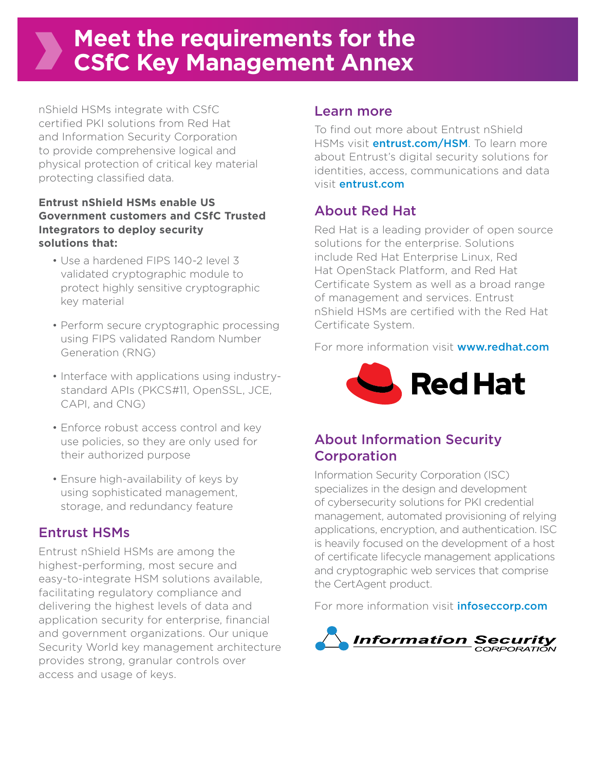# Meet the requirements for the CSfC Key Management Annex

nShield HSMs integrate with CSfC certified PKI solutions from Red Hat and Information Security Corporation to provide comprehensive logical and physical protection of critical key material protecting classified data.

**Entrust nShield HSMs enable US Government customers and CSfC Trusted Integrators to deploy security solutions that:**

- Use a hardened FIPS 140-2 level 3 validated cryptographic module to protect highly sensitive cryptographic key material
- Perform secure cryptographic processing using FIPS validated Random Number Generation (RNG)
- Interface with applications using industry-standard APIs (PKCS#11, OpenSSL, JCE, CAPI, and CNG)
- Enforce robust access control and key use policies, so they are only used for their authorized purpose
- Ensure high-availability of keys by using sophisticated management, storage, and redundancy feature

## Entrust HSMs

Entrust nShield HSMs are among the highest-performing, most secure and easy-to-integrate HSM solutions available, facilitating regulatory compliance and delivering the highest levels of data and application security for enterprise, financial and government organizations. Our unique Security World key management architecture provides strong, granular controls over access and usage of keys.

## Learn more

To find out more about Entrust nShield HSMs visit **entrust.com/HSM**. To learn more about Entrust's digital security solutions for identities, access, communications and data visit **entrust.com**

## About Red Hat

Red Hat is a leading provider of open source solutions for the enterprise. Solutions include Red Hat Enterprise Linux, Red Hat OpenStack Platform, and Red Hat Certificate System as well as a broad range of management and services. Entrust nShield HSMs are certified with the Red Hat Certificate System.

For more information visit **www.redhat.com**

Red Hat

## About Information Security Corporation

Information Security Corporation (ISC) specializes in the design and development of cybersecurity solutions for PKI credential management, automated provisioning of relying applications, encryption, and authentication. ISC is heavily focused on the development of a host of certificate lifecycle management applications and cryptographic web services that comprise the CertAgent product.

For more information visit **infoseccorp.com**

Information Security CORPORATION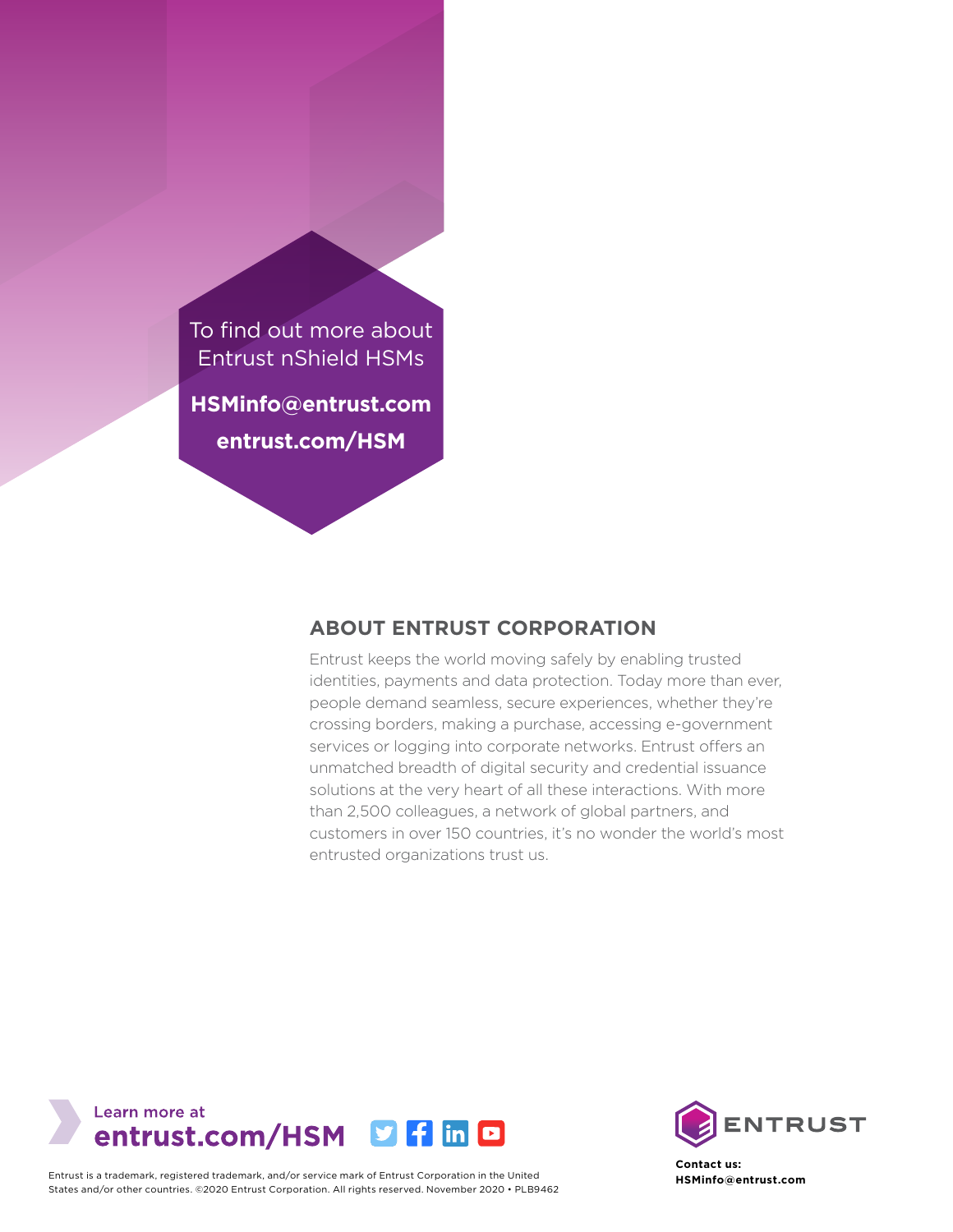To find out more about Entrust nShield HSMs

**HSMinfo@entrust.com**

**entrust.com/HSM**

## ABOUT ENTRUST CORPORATION

Entrust keeps the world moving safely by enabling trusted identities, payments and data protection. Today more than ever, people demand seamless, secure experiences, whether they're crossing borders, making a purchase, accessing e-government services or logging into corporate networks. Entrust offers an unmatched breadth of digital security and credential issuance solutions at the very heart of all these interactions. With more than 2,500 colleagues, a network of global partners, and customers in over 150 countries, it's no wonder the world's most entrusted organizations trust us.

Learn more at
**entrust.com/HSM**

ENTRUST

**Contact us:**
**HSMinfo@entrust.com**

Entrust is a trademark, registered trademark, and/or service mark of Entrust Corporation in the United States and/or other countries. ©2020 Entrust Corporation. All rights reserved. November 2020 • PLB9462